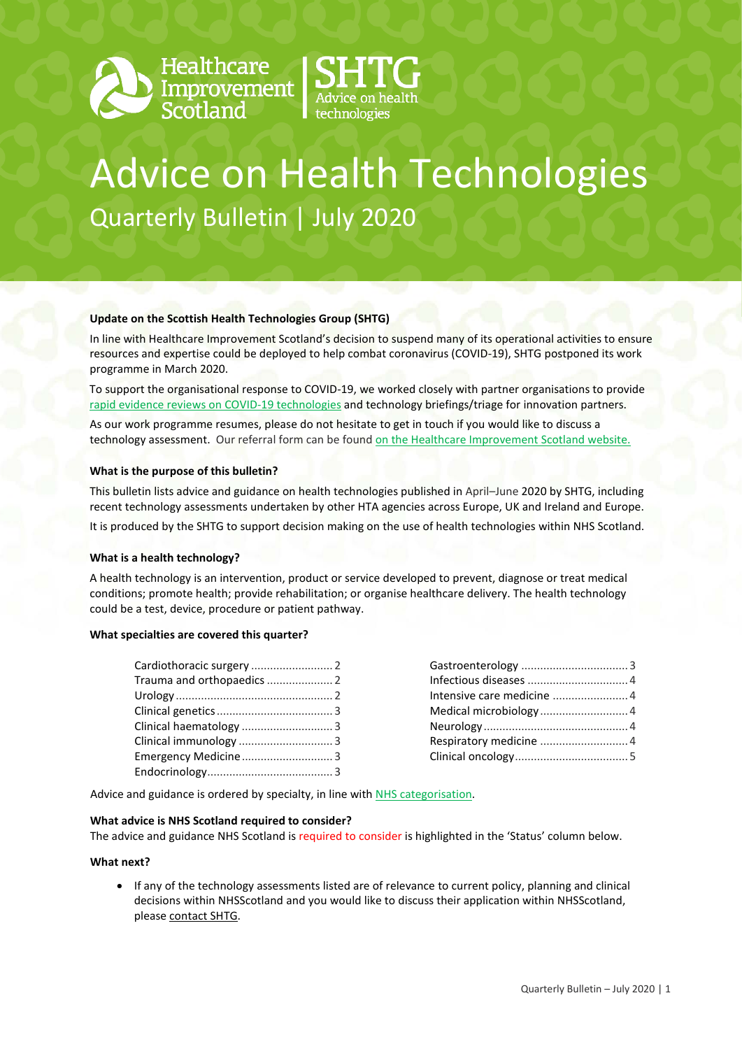Healthcare Improvement Scotland | SHTG Advice on health technologies

# Advice on Health Technologies

## Quarterly Bulletin | July 2020

### Update on the Scottish Health Technologies Group (SHTG)

In line with Healthcare Improvement Scotland's decision to suspend many of its operational activities to ensure resources and expertise could be deployed to help combat coronavirus (COVID-19), SHTG postponed its work programme in March 2020.

To support the organisational response to COVID-19, we worked closely with partner organisations to provide rapid evidence reviews on COVID-19 technologies and technology briefings/triage for innovation partners.

As our work programme resumes, please do not hesitate to get in touch if you would like to discuss a technology assessment. Our referral form can be found on the Healthcare Improvement Scotland website.

### What is the purpose of this bulletin?

This bulletin lists advice and guidance on health technologies published in April–June 2020 by SHTG, including recent technology assessments undertaken by other HTA agencies across Europe, UK and Ireland and Europe.

It is produced by the SHTG to support decision making on the use of health technologies within NHS Scotland.

### What is a health technology?

A health technology is an intervention, product or service developed to prevent, diagnose or treat medical conditions; promote health; provide rehabilitation; or organise healthcare delivery. The health technology could be a test, device, procedure or patient pathway.

### What specialties are covered this quarter?

- Cardiothoracic surgery .......................... 2
- Trauma and orthopaedics ..................... 2
- Urology ................................................. 2
- Clinical genetics .................................... 3
- Clinical haematology ............................. 3
- Clinical immunology .............................. 3
- Emergency Medicine ............................. 3
- Endocrinology ........................................ 3
- Gastroenterology .................................. 3
- Infectious diseases ................................ 4
- Intensive care medicine ........................ 4
- Medical microbiology ............................ 4
- Neurology .............................................. 4
- Respiratory medicine ............................ 4
- Clinical oncology .................................... 5

Advice and guidance is ordered by specialty, in line with NHS categorisation.

### What advice is NHS Scotland required to consider?

The advice and guidance NHS Scotland is required to consider is highlighted in the 'Status' column below.

### What next?

- If any of the technology assessments listed are of relevance to current policy, planning and clinical decisions within NHSScotland and you would like to discuss their application within NHSScotland, please contact SHTG.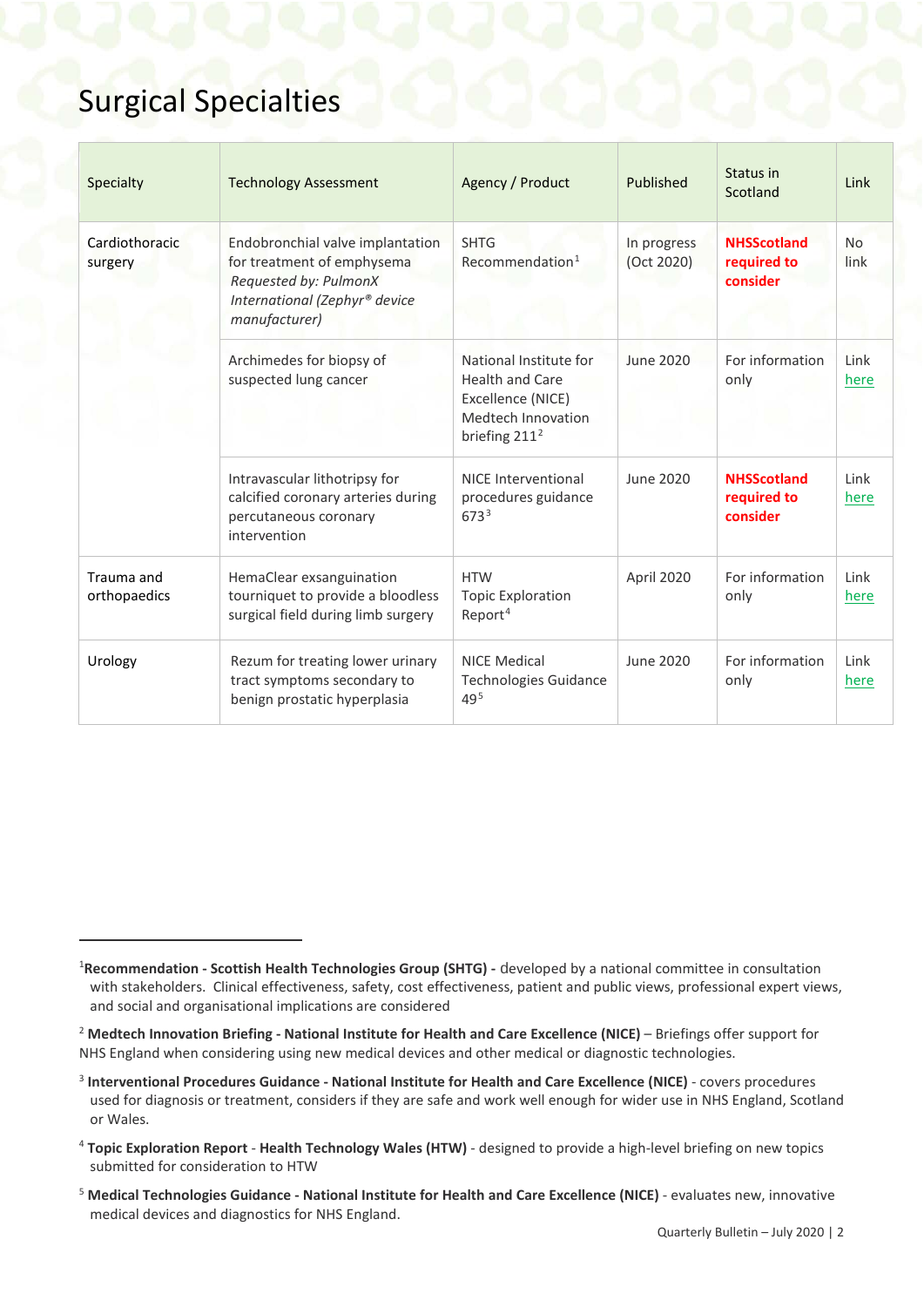# Surgical Specialties

| Specialty | Technology Assessment | Agency / Product | Published | Status in Scotland | Link |
|---|---|---|---|---|---|
| Cardiothoracic surgery | Endobronchial valve implantation for treatment of emphysema *Requested by: PulmonX International (Zephyr® device manufacturer)* | SHTG Recommendation[1] | In progress (Oct 2020) | **NHSScotland required to consider** | No link |
| | Archimedes for biopsy of suspected lung cancer | National Institute for Health and Care Excellence (NICE) Medtech Innovation briefing 211[2] | June 2020 | For information only | Link here |
| | Intravascular lithotripsy for calcified coronary arteries during percutaneous coronary intervention | NICE Interventional procedures guidance 673[3] | June 2020 | **NHSScotland required to consider** | Link here |
| Trauma and orthopaedics | HemaClear exsanguination tourniquet to provide a bloodless surgical field during limb surgery | HTW Topic Exploration Report[4] | April 2020 | For information only | Link here |
| Urology | Rezum for treating lower urinary tract symptoms secondary to benign prostatic hyperplasia | NICE Medical Technologies Guidance 49[5] | June 2020 | For information only | Link here |

---

[1] **Recommendation - Scottish Health Technologies Group (SHTG) -** developed by a national committee in consultation with stakeholders. Clinical effectiveness, safety, cost effectiveness, patient and public views, professional expert views, and social and organisational implications are considered

[2] **Medtech Innovation Briefing - National Institute for Health and Care Excellence (NICE)** – Briefings offer support for NHS England when considering using new medical devices and other medical or diagnostic technologies.

[3] **Interventional Procedures Guidance - National Institute for Health and Care Excellence (NICE)** - covers procedures used for diagnosis or treatment, considers if they are safe and work well enough for wider use in NHS England, Scotland or Wales.

[4] **Topic Exploration Report** - **Health Technology Wales (HTW)** - designed to provide a high-level briefing on new topics submitted for consideration to HTW

[5] **Medical Technologies Guidance - National Institute for Health and Care Excellence (NICE)** - evaluates new, innovative medical devices and diagnostics for NHS England.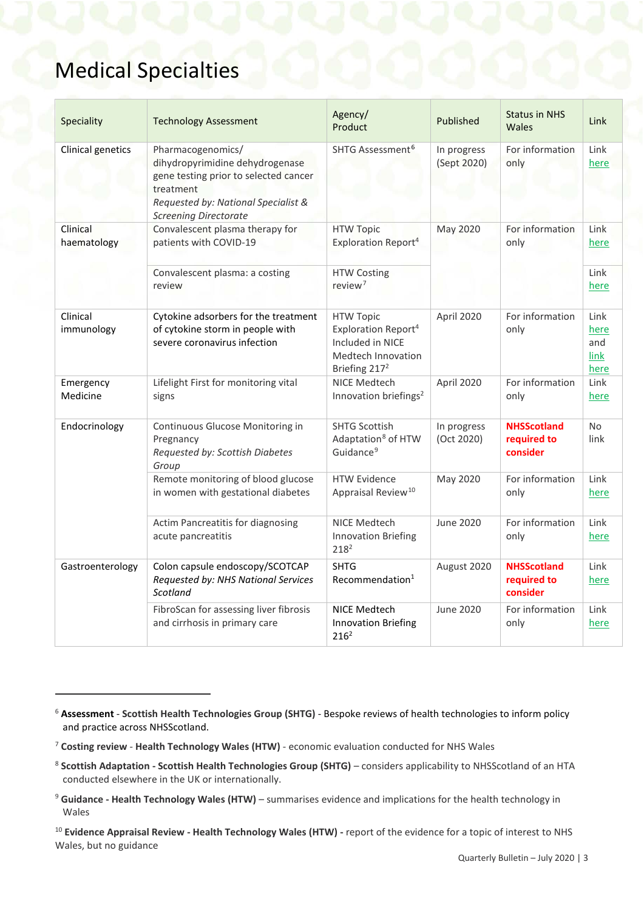# Medical Specialties

| Speciality | Technology Assessment | Agency/ Product | Published | Status in NHS Wales | Link |
|---|---|---|---|---|---|
| Clinical genetics | Pharmacogenomics/ dihydropyrimidine dehydrogenase gene testing prior to selected cancer treatment *Requested by: National Specialist & Screening Directorate* | SHTG Assessment[6] | In progress (Sept 2020) | For information only | Link here |
| Clinical haematology | Convalescent plasma therapy for patients with COVID-19 | HTW Topic Exploration Report[4] | May 2020 | For information only | Link here |
| | Convalescent plasma: a costing review | HTW Costing review[7] | | | Link here |
| Clinical immunology | Cytokine adsorbers for the treatment of cytokine storm in people with severe coronavirus infection | HTW Topic Exploration Report[4] Included in NICE Medtech Innovation Briefing 217[2] | April 2020 | For information only | Link here and link here |
| Emergency Medicine | Lifelight First for monitoring vital signs | NICE Medtech Innovation briefings[2] | April 2020 | For information only | Link here |
| Endocrinology | Continuous Glucose Monitoring in Pregnancy *Requested by: Scottish Diabetes Group* | SHTG Scottish Adaptation[8] of HTW Guidance[9] | In progress (Oct 2020) | **NHSScotland required to consider** | No link |
| | Remote monitoring of blood glucose in women with gestational diabetes | HTW Evidence Appraisal Review[10] | May 2020 | For information only | Link here |
| | Actim Pancreatitis for diagnosing acute pancreatitis | NICE Medtech Innovation Briefing 218[2] | June 2020 | For information only | Link here |
| Gastroenterology | Colon capsule endoscopy/SCOTCAP *Requested by: NHS National Services Scotland* | SHTG Recommendation[1] | August 2020 | **NHSScotland required to consider** | Link here |
| | FibroScan for assessing liver fibrosis and cirrhosis in primary care | NICE Medtech Innovation Briefing 216[2] | June 2020 | For information only | Link here |

[6] **Assessment - Scottish Health Technologies Group (SHTG)** - Bespoke reviews of health technologies to inform policy and practice across NHSScotland.

[7] **Costing review - Health Technology Wales (HTW)** - economic evaluation conducted for NHS Wales

[8] **Scottish Adaptation - Scottish Health Technologies Group (SHTG)** – considers applicability to NHSScotland of an HTA conducted elsewhere in the UK or internationally.

[9] **Guidance - Health Technology Wales (HTW)** – summarises evidence and implications for the health technology in Wales

[10] **Evidence Appraisal Review - Health Technology Wales (HTW) -** report of the evidence for a topic of interest to NHS Wales, but no guidance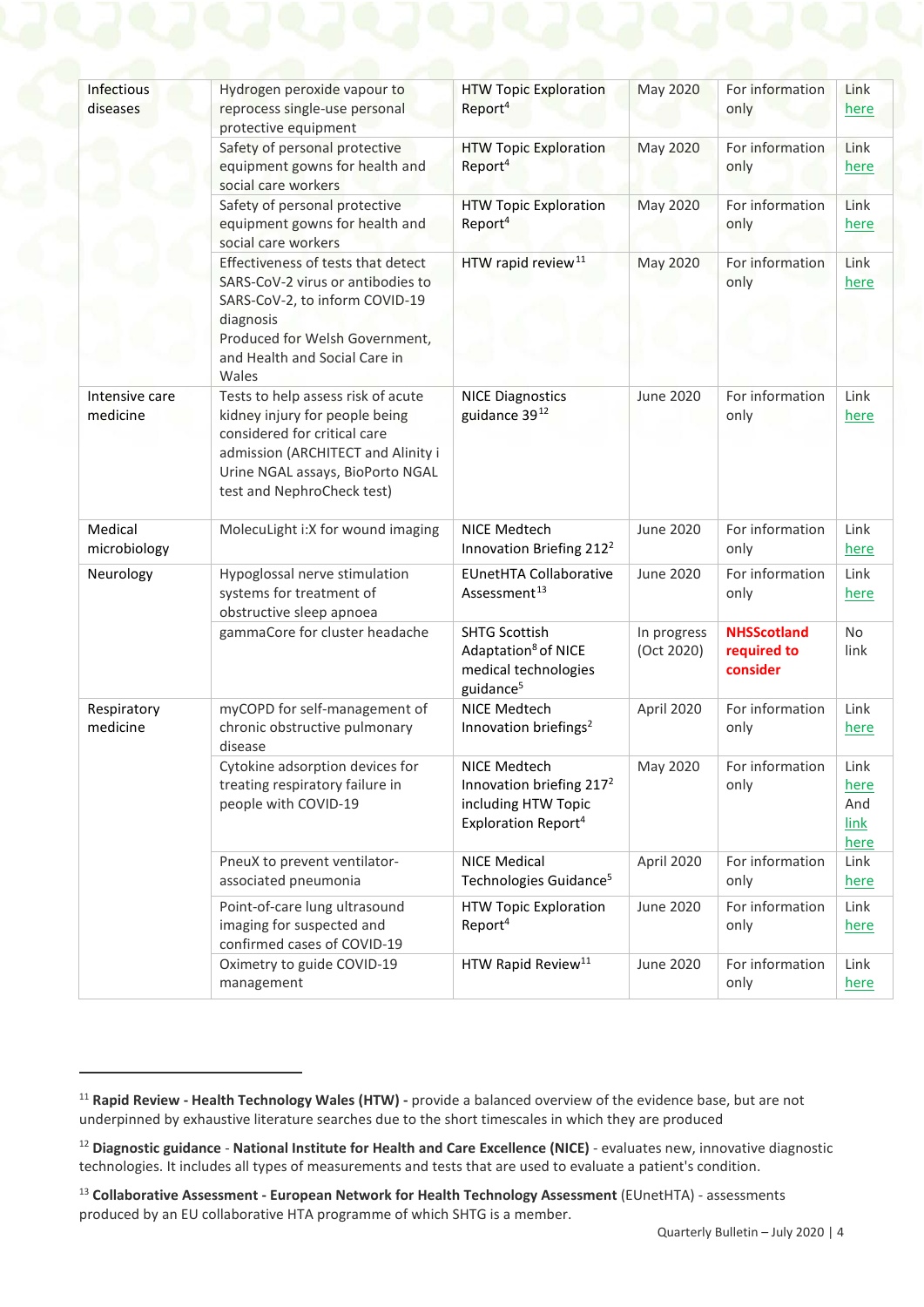| | | | | | |
|---|---|---|---|---|---|
| Infectious diseases | Hydrogen peroxide vapour to reprocess single-use personal protective equipment | HTW Topic Exploration Report[4] | May 2020 | For information only | Link here |
| | Safety of personal protective equipment gowns for health and social care workers | HTW Topic Exploration Report[4] | May 2020 | For information only | Link here |
| | Safety of personal protective equipment gowns for health and social care workers | HTW Topic Exploration Report[4] | May 2020 | For information only | Link here |
| | Effectiveness of tests that detect SARS-CoV-2 virus or antibodies to SARS-CoV-2, to inform COVID-19 diagnosis<br>Produced for Welsh Government, and Health and Social Care in Wales | HTW rapid review[11] | May 2020 | For information only | Link here |
| Intensive care medicine | Tests to help assess risk of acute kidney injury for people being considered for critical care admission (ARCHITECT and Alinity i Urine NGAL assays, BioPorto NGAL test and NephroCheck test) | NICE Diagnostics guidance 39[12] | June 2020 | For information only | Link here |
| Medical microbiology | MolecuLight i:X for wound imaging | NICE Medtech Innovation Briefing 212[2] | June 2020 | For information only | Link here |
| Neurology | Hypoglossal nerve stimulation systems for treatment of obstructive sleep apnoea | EUnetHTA Collaborative Assessment[13] | June 2020 | For information only | Link here |
| | gammaCore for cluster headache | SHTG Scottish Adaptation[8] of NICE medical technologies guidance[5] | In progress (Oct 2020) | **NHSScotland required to consider** | No link |
| Respiratory medicine | myCOPD for self-management of chronic obstructive pulmonary disease | NICE Medtech Innovation briefings[2] | April 2020 | For information only | Link here |
| | Cytokine adsorption devices for treating respiratory failure in people with COVID-19 | NICE Medtech Innovation briefing 217[2] including HTW Topic Exploration Report[4] | May 2020 | For information only | Link here And link here |
| | PneuX to prevent ventilator-associated pneumonia | NICE Medical Technologies Guidance[5] | April 2020 | For information only | Link here |
| | Point-of-care lung ultrasound imaging for suspected and confirmed cases of COVID-19 | HTW Topic Exploration Report[4] | June 2020 | For information only | Link here |
| | Oximetry to guide COVID-19 management | HTW Rapid Review[11] | June 2020 | For information only | Link here |

[11] **Rapid Review - Health Technology Wales (HTW) -** provide a balanced overview of the evidence base, but are not underpinned by exhaustive literature searches due to the short timescales in which they are produced

[12] **Diagnostic guidance** - **National Institute for Health and Care Excellence (NICE)** - evaluates new, innovative diagnostic technologies. It includes all types of measurements and tests that are used to evaluate a patient's condition.

[13] **Collaborative Assessment - European Network for Health Technology Assessment** (EUnetHTA) - assessments produced by an EU collaborative HTA programme of which SHTG is a member.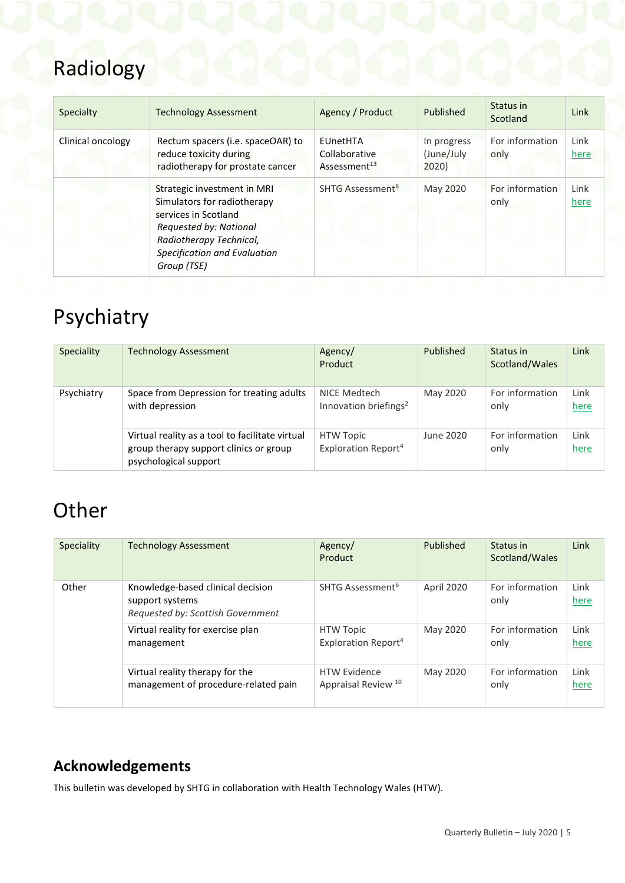# Radiology

| Specialty | Technology Assessment | Agency / Product | Published | Status in Scotland | Link |
|---|---|---|---|---|---|
| Clinical oncology | Rectum spacers (i.e. spaceOAR) to reduce toxicity during radiotherapy for prostate cancer | EUnetHTA Collaborative Assessment[13] | In progress (June/July 2020) | For information only | Link here |
| | Strategic investment in MRI Simulators for radiotherapy services in Scotland *Requested by: National Radiotherapy Technical, Specification and Evaluation Group (TSE)* | SHTG Assessment[6] | May 2020 | For information only | Link here |

# Psychiatry

| Speciality | Technology Assessment | Agency/ Product | Published | Status in Scotland/Wales | Link |
|---|---|---|---|---|---|
| Psychiatry | Space from Depression for treating adults with depression | NICE Medtech Innovation briefings[2] | May 2020 | For information only | Link here |
| | Virtual reality as a tool to facilitate virtual group therapy support clinics or group psychological support | HTW Topic Exploration Report[4] | June 2020 | For information only | Link here |

# Other

| Speciality | Technology Assessment | Agency/ Product | Published | Status in Scotland/Wales | Link |
|---|---|---|---|---|---|
| Other | Knowledge-based clinical decision support systems *Requested by: Scottish Government* | SHTG Assessment[6] | April 2020 | For information only | Link here |
| | Virtual reality for exercise plan management | HTW Topic Exploration Report[4] | May 2020 | For information only | Link here |
| | Virtual reality therapy for the management of procedure-related pain | HTW Evidence Appraisal Review [10] | May 2020 | For information only | Link here |

## Acknowledgements

This bulletin was developed by SHTG in collaboration with Health Technology Wales (HTW).